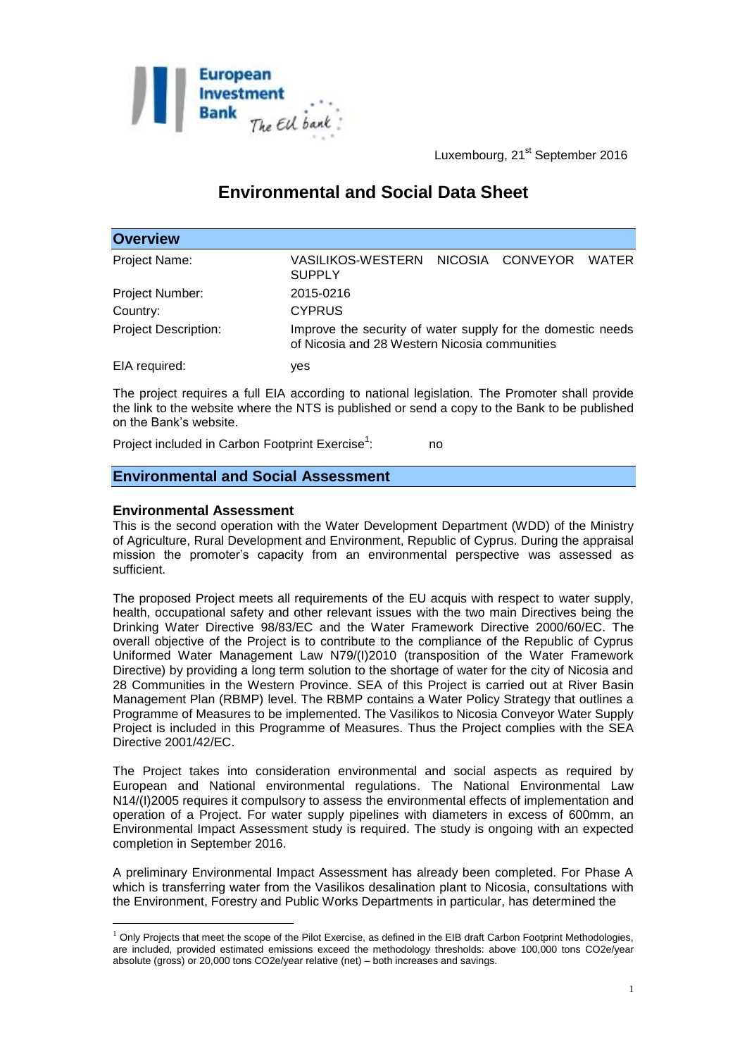Luxembourg, 21st September 2016

# Environmental and Social Data Sheet

## Overview

| | |
|---|---|
| Project Name: | VASILIKOS-WESTERN NICOSIA CONVEYOR WATER SUPPLY |
| Project Number: | 2015-0216 |
| Country: | CYPRUS |
| Project Description: | Improve the security of water supply for the domestic needs of Nicosia and 28 Western Nicosia communities |
| EIA required: | yes |

The project requires a full EIA according to national legislation. The Promoter shall provide the link to the website where the NTS is published or send a copy to the Bank to be published on the Bank's website.

Project included in Carbon Footprint Exercise[1]: no

## Environmental and Social Assessment

### Environmental Assessment

This is the second operation with the Water Development Department (WDD) of the Ministry of Agriculture, Rural Development and Environment, Republic of Cyprus. During the appraisal mission the promoter's capacity from an environmental perspective was assessed as sufficient.

The proposed Project meets all requirements of the EU acquis with respect to water supply, health, occupational safety and other relevant issues with the two main Directives being the Drinking Water Directive 98/83/EC and the Water Framework Directive 2000/60/EC. The overall objective of the Project is to contribute to the compliance of the Republic of Cyprus Uniformed Water Management Law N79/(I)2010 (transposition of the Water Framework Directive) by providing a long term solution to the shortage of water for the city of Nicosia and 28 Communities in the Western Province. SEA of this Project is carried out at River Basin Management Plan (RBMP) level. The RBMP contains a Water Policy Strategy that outlines a Programme of Measures to be implemented. The Vasilikos to Nicosia Conveyor Water Supply Project is included in this Programme of Measures. Thus the Project complies with the SEA Directive 2001/42/EC.

The Project takes into consideration environmental and social aspects as required by European and National environmental regulations. The National Environmental Law N14/(I)2005 requires it compulsory to assess the environmental effects of implementation and operation of a Project. For water supply pipelines with diameters in excess of 600mm, an Environmental Impact Assessment study is required. The study is ongoing with an expected completion in September 2016.

A preliminary Environmental Impact Assessment has already been completed. For Phase A which is transferring water from the Vasilikos desalination plant to Nicosia, consultations with the Environment, Forestry and Public Works Departments in particular, has determined the

[1] Only Projects that meet the scope of the Pilot Exercise, as defined in the EIB draft Carbon Footprint Methodologies, are included, provided estimated emissions exceed the methodology thresholds: above 100,000 tons $CO_2$e/year absolute (gross) or 20,000 tons $CO_2$e/year relative (net) – both increases and savings.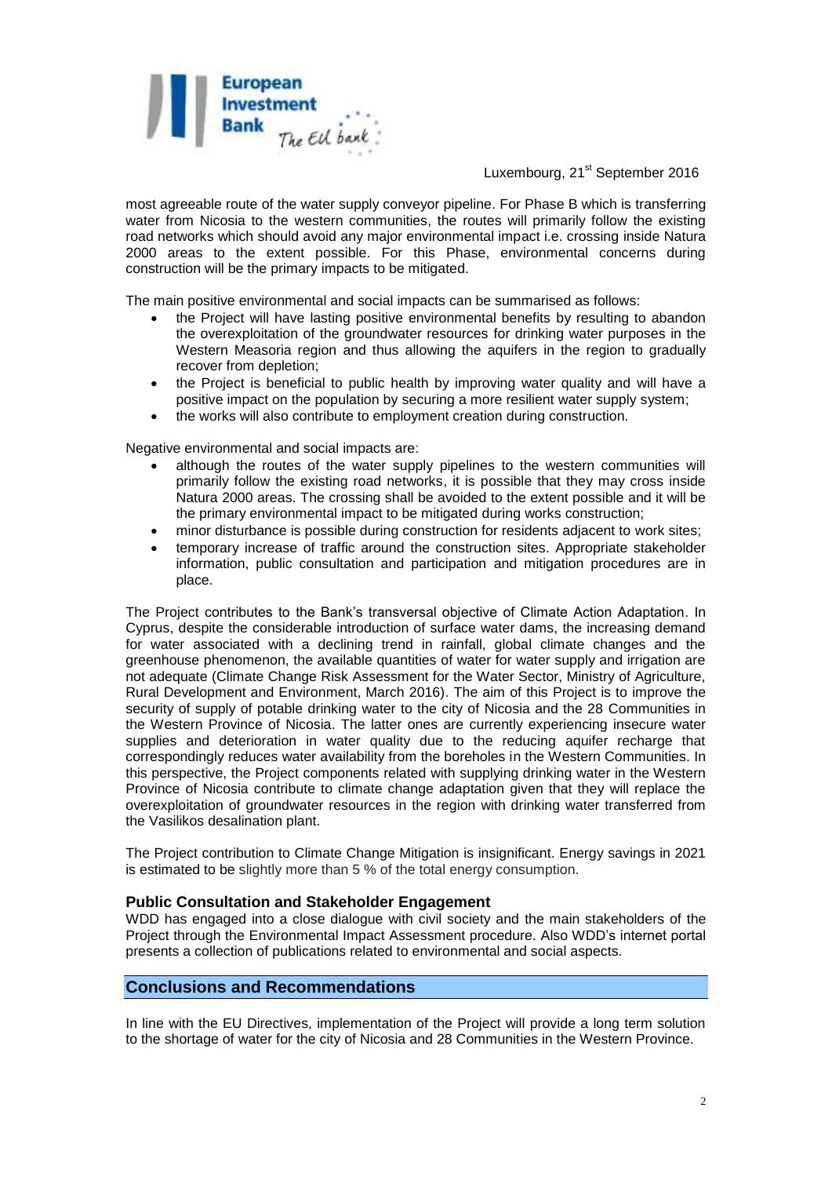most agreeable route of the water supply conveyor pipeline. For Phase B which is transferring water from Nicosia to the western communities, the routes will primarily follow the existing road networks which should avoid any major environmental impact i.e. crossing inside Natura 2000 areas to the extent possible. For this Phase, environmental concerns during construction will be the primary impacts to be mitigated.

The main positive environmental and social impacts can be summarised as follows:

- the Project will have lasting positive environmental benefits by resulting to abandon the overexploitation of the groundwater resources for drinking water purposes in the Western Measoria region and thus allowing the aquifers in the region to gradually recover from depletion;
- the Project is beneficial to public health by improving water quality and will have a positive impact on the population by securing a more resilient water supply system;
- the works will also contribute to employment creation during construction.

Negative environmental and social impacts are:

- although the routes of the water supply pipelines to the western communities will primarily follow the existing road networks, it is possible that they may cross inside Natura 2000 areas. The crossing shall be avoided to the extent possible and it will be the primary environmental impact to be mitigated during works construction;
- minor disturbance is possible during construction for residents adjacent to work sites;
- temporary increase of traffic around the construction sites. Appropriate stakeholder information, public consultation and participation and mitigation procedures are in place.

The Project contributes to the Bank's transversal objective of Climate Action Adaptation. In Cyprus, despite the considerable introduction of surface water dams, the increasing demand for water associated with a declining trend in rainfall, global climate changes and the greenhouse phenomenon, the available quantities of water for water supply and irrigation are not adequate (Climate Change Risk Assessment for the Water Sector, Ministry of Agriculture, Rural Development and Environment, March 2016). The aim of this Project is to improve the security of supply of potable drinking water to the city of Nicosia and the 28 Communities in the Western Province of Nicosia. The latter ones are currently experiencing insecure water supplies and deterioration in water quality due to the reducing aquifer recharge that correspondingly reduces water availability from the boreholes in the Western Communities. In this perspective, the Project components related with supplying drinking water in the Western Province of Nicosia contribute to climate change adaptation given that they will replace the overexploitation of groundwater resources in the region with drinking water transferred from the Vasilikos desalination plant.

The Project contribution to Climate Change Mitigation is insignificant. Energy savings in 2021 is estimated to be slightly more than 5 % of the total energy consumption.

### Public Consultation and Stakeholder Engagement

WDD has engaged into a close dialogue with civil society and the main stakeholders of the Project through the Environmental Impact Assessment procedure. Also WDD's internet portal presents a collection of publications related to environmental and social aspects.

## Conclusions and Recommendations

In line with the EU Directives, implementation of the Project will provide a long term solution to the shortage of water for the city of Nicosia and 28 Communities in the Western Province.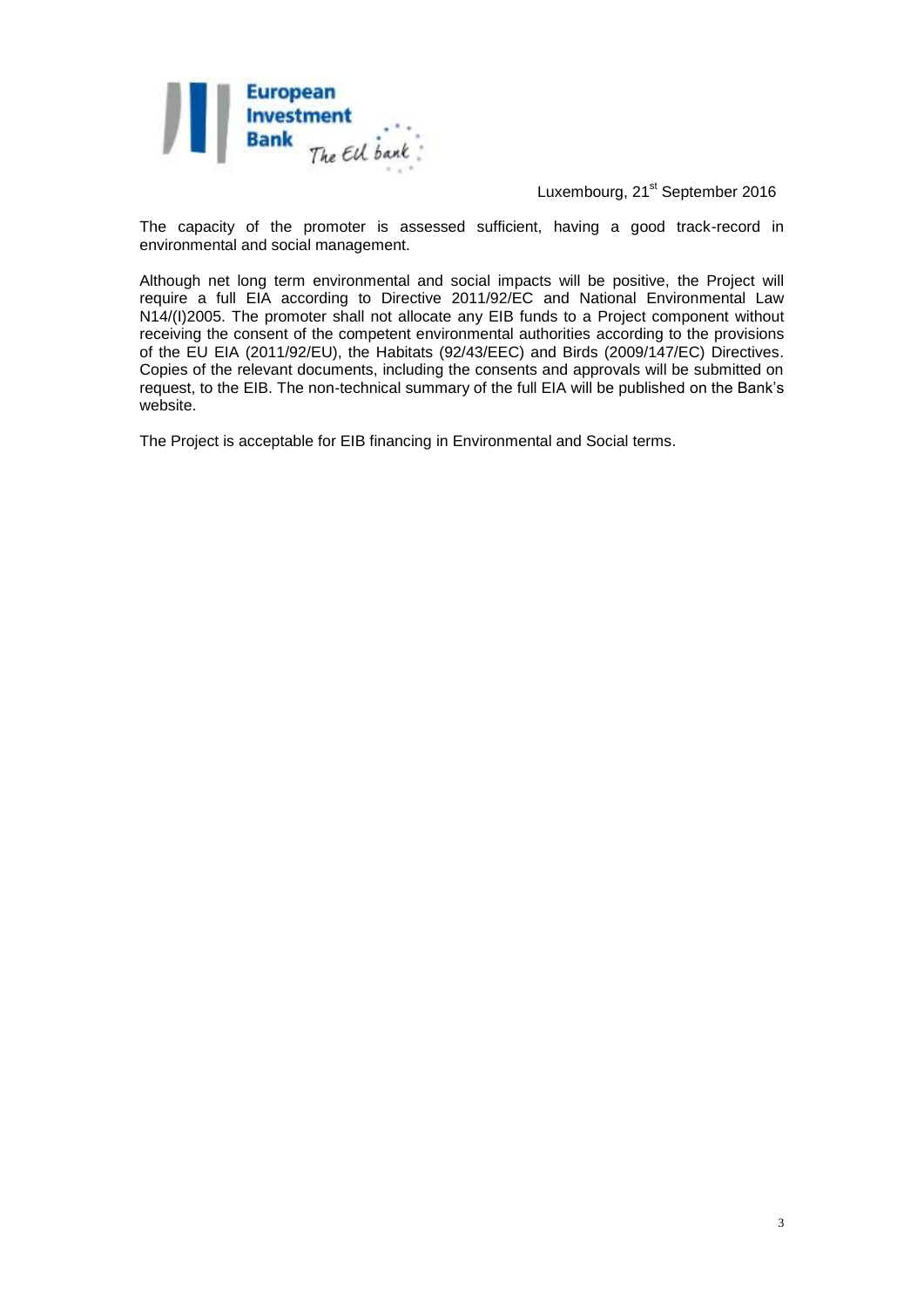Luxembourg, 21st September 2016

The capacity of the promoter is assessed sufficient, having a good track-record in environmental and social management.

Although net long term environmental and social impacts will be positive, the Project will require a full EIA according to Directive 2011/92/EC and National Environmental Law N14/(I)2005. The promoter shall not allocate any EIB funds to a Project component without receiving the consent of the competent environmental authorities according to the provisions of the EU EIA (2011/92/EU), the Habitats (92/43/EEC) and Birds (2009/147/EC) Directives. Copies of the relevant documents, including the consents and approvals will be submitted on request, to the EIB. The non-technical summary of the full EIA will be published on the Bank's website.

The Project is acceptable for EIB financing in Environmental and Social terms.